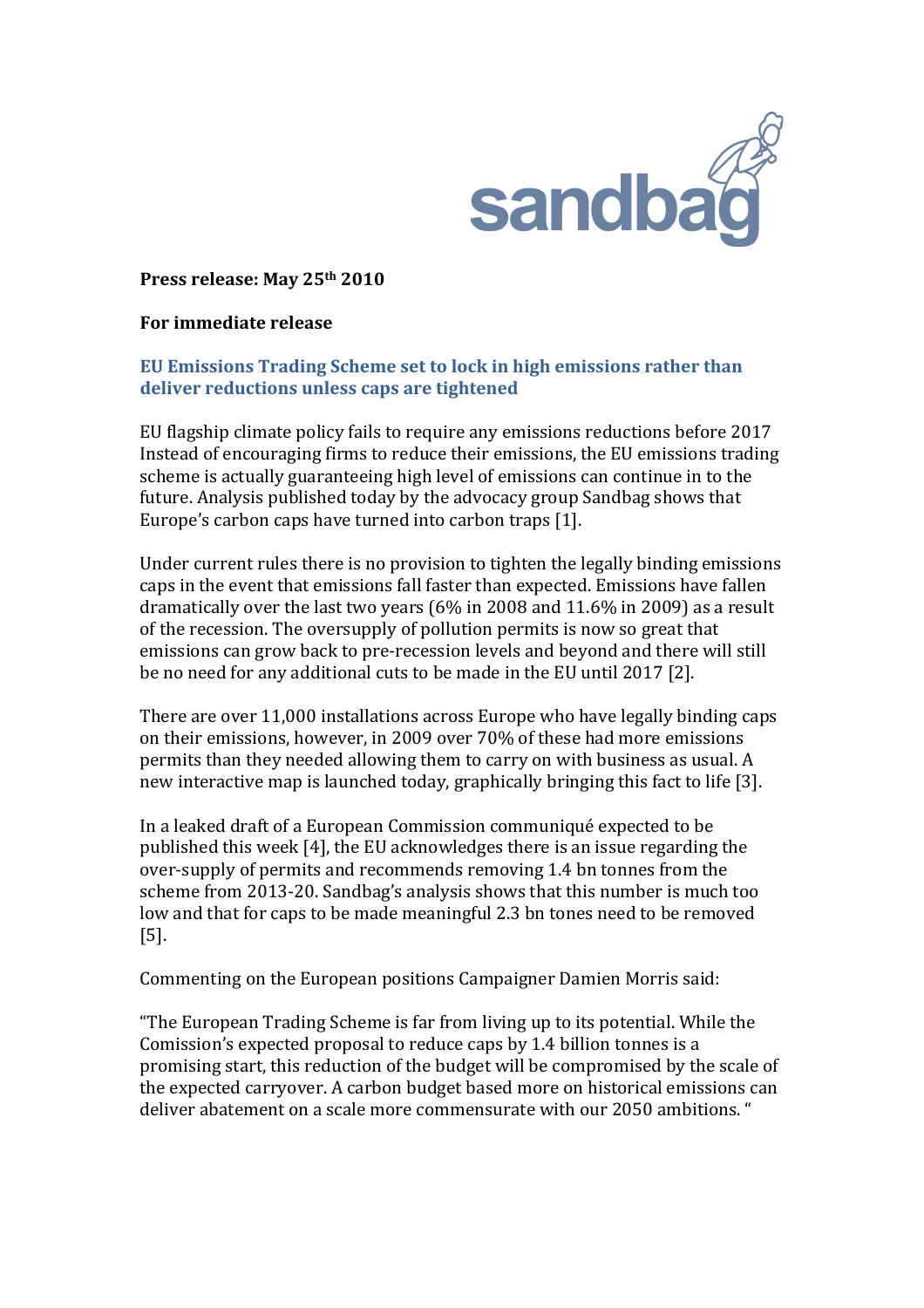**Press release: May 25th 2010**

**For immediate release**

## EU Emissions Trading Scheme set to lock in high emissions rather than deliver reductions unless caps are tightened

EU flagship climate policy fails to require any emissions reductions before 2017 Instead of encouraging firms to reduce their emissions, the EU emissions trading scheme is actually guaranteeing high level of emissions can continue in to the future. Analysis published today by the advocacy group Sandbag shows that Europe's carbon caps have turned into carbon traps [1].

Under current rules there is no provision to tighten the legally binding emissions caps in the event that emissions fall faster than expected. Emissions have fallen dramatically over the last two years (6% in 2008 and 11.6% in 2009) as a result of the recession. The oversupply of pollution permits is now so great that emissions can grow back to pre-recession levels and beyond and there will still be no need for any additional cuts to be made in the EU until 2017 [2].

There are over 11,000 installations across Europe who have legally binding caps on their emissions, however, in 2009 over 70% of these had more emissions permits than they needed allowing them to carry on with business as usual. A new interactive map is launched today, graphically bringing this fact to life [3].

In a leaked draft of a European Commission communiqué expected to be published this week [4], the EU acknowledges there is an issue regarding the over-supply of permits and recommends removing 1.4 bn tonnes from the scheme from 2013-20. Sandbag's analysis shows that this number is much too low and that for caps to be made meaningful 2.3 bn tones need to be removed [5].

Commenting on the European positions Campaigner Damien Morris said:

"The European Trading Scheme is far from living up to its potential. While the Comission's expected proposal to reduce caps by 1.4 billion tonnes is a promising start, this reduction of the budget will be compromised by the scale of the expected carryover. A carbon budget based more on historical emissions can deliver abatement on a scale more commensurate with our 2050 ambitions. "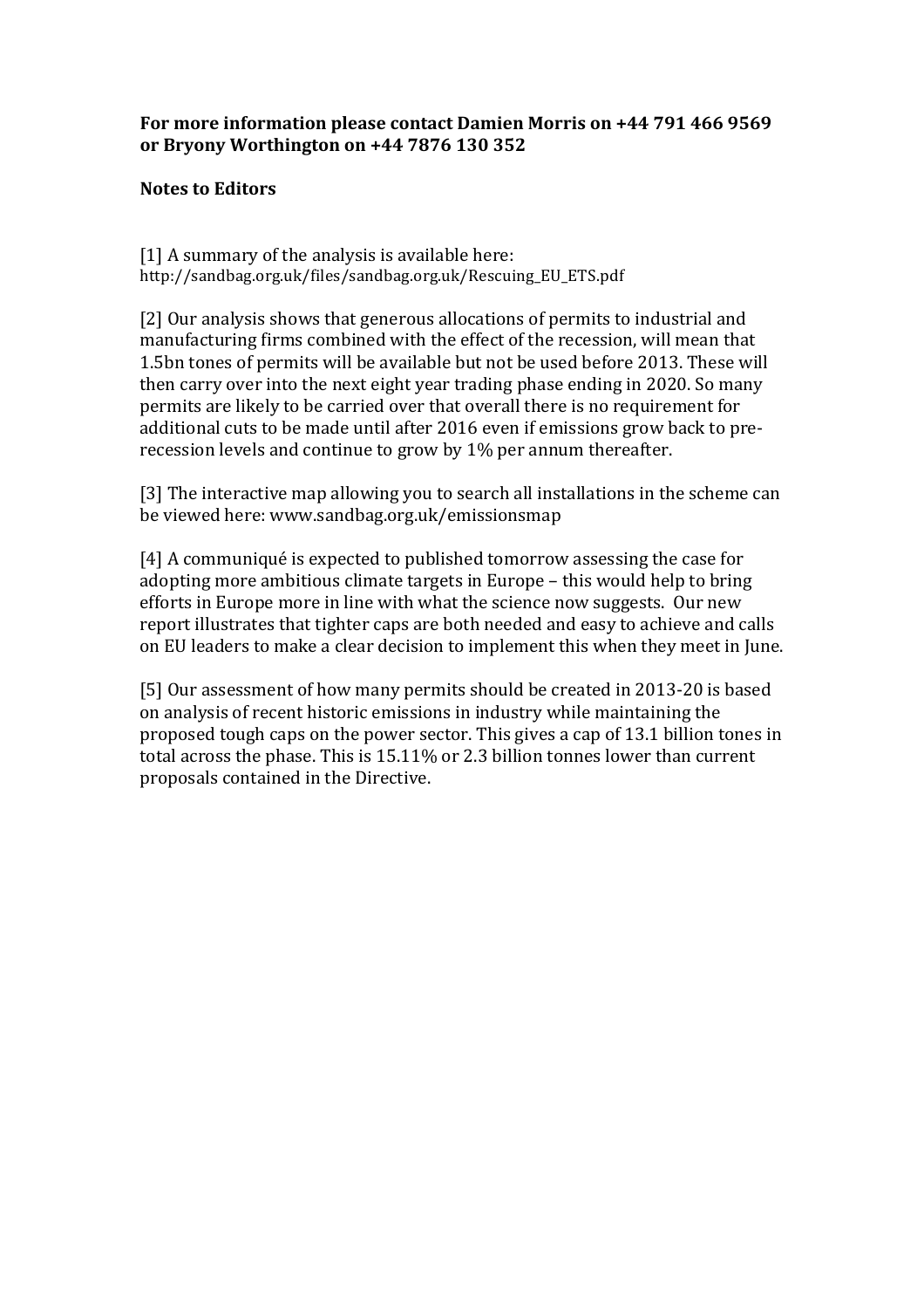**For more information please contact Damien Morris on +44 791 466 9569 or Bryony Worthington on +44 7876 130 352**

**Notes to Editors**

[1] A summary of the analysis is available here: http://sandbag.org.uk/files/sandbag.org.uk/Rescuing_EU_ETS.pdf

[2] Our analysis shows that generous allocations of permits to industrial and manufacturing firms combined with the effect of the recession, will mean that 1.5bn tones of permits will be available but not be used before 2013. These will then carry over into the next eight year trading phase ending in 2020. So many permits are likely to be carried over that overall there is no requirement for additional cuts to be made until after 2016 even if emissions grow back to pre-recession levels and continue to grow by 1% per annum thereafter.

[3] The interactive map allowing you to search all installations in the scheme can be viewed here: www.sandbag.org.uk/emissionsmap

[4] A communiqué is expected to published tomorrow assessing the case for adopting more ambitious climate targets in Europe – this would help to bring efforts in Europe more in line with what the science now suggests. Our new report illustrates that tighter caps are both needed and easy to achieve and calls on EU leaders to make a clear decision to implement this when they meet in June.

[5] Our assessment of how many permits should be created in 2013-20 is based on analysis of recent historic emissions in industry while maintaining the proposed tough caps on the power sector. This gives a cap of 13.1 billion tones in total across the phase. This is 15.11% or 2.3 billion tonnes lower than current proposals contained in the Directive.